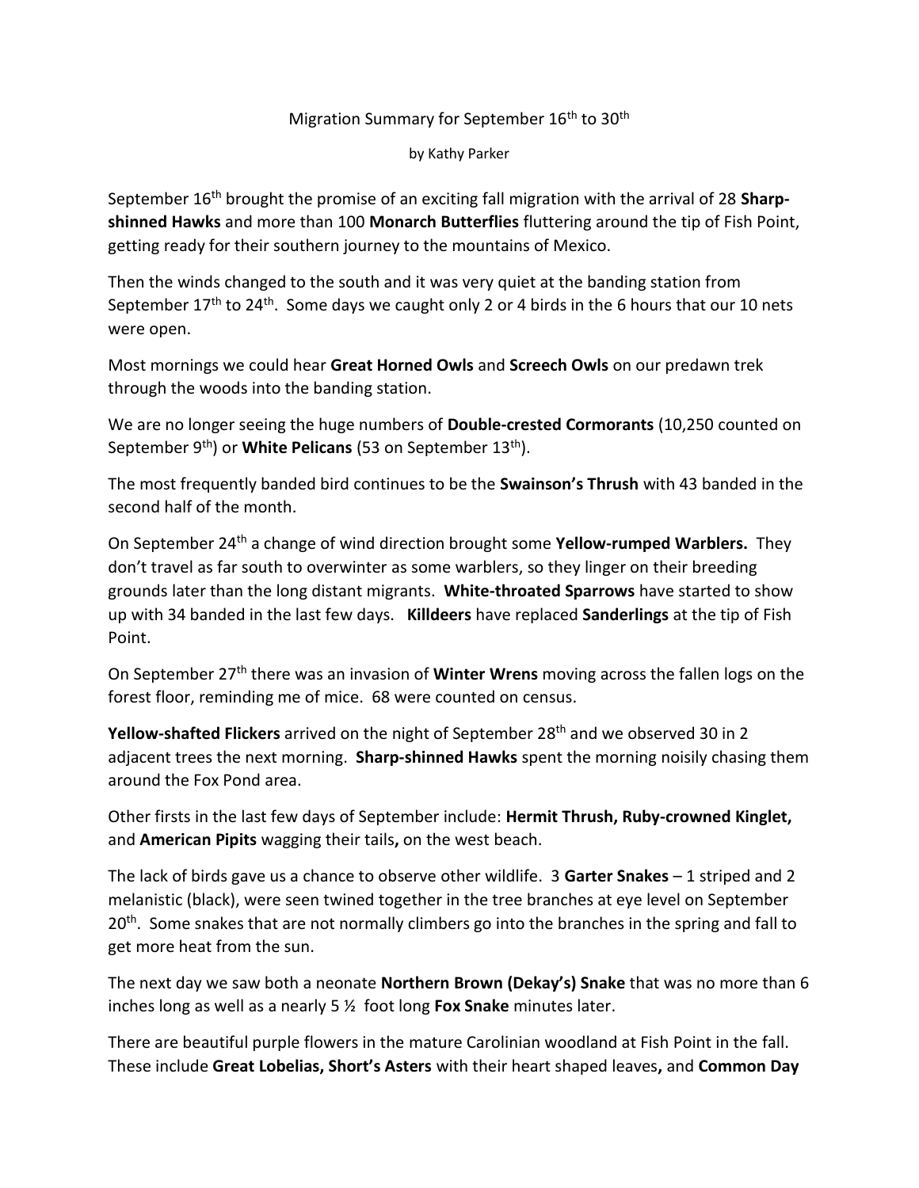Migration Summary for September 16th to 30th

by Kathy Parker

September 16th brought the promise of an exciting fall migration with the arrival of 28 **Sharp-shinned Hawks** and more than 100 **Monarch Butterflies** fluttering around the tip of Fish Point, getting ready for their southern journey to the mountains of Mexico.

Then the winds changed to the south and it was very quiet at the banding station from September 17th to 24th. Some days we caught only 2 or 4 birds in the 6 hours that our 10 nets were open.

Most mornings we could hear **Great Horned Owls** and **Screech Owls** on our predawn trek through the woods into the banding station.

We are no longer seeing the huge numbers of **Double-crested Cormorants** (10,250 counted on September 9th) or **White Pelicans** (53 on September 13th).

The most frequently banded bird continues to be the **Swainson's Thrush** with 43 banded in the second half of the month.

On September 24th a change of wind direction brought some **Yellow-rumped Warblers.** They don't travel as far south to overwinter as some warblers, so they linger on their breeding grounds later than the long distant migrants. **White-throated Sparrows** have started to show up with 34 banded in the last few days. **Killdeers** have replaced **Sanderlings** at the tip of Fish Point.

On September 27th there was an invasion of **Winter Wrens** moving across the fallen logs on the forest floor, reminding me of mice. 68 were counted on census.

**Yellow-shafted Flickers** arrived on the night of September 28th and we observed 30 in 2 adjacent trees the next morning. **Sharp-shinned Hawks** spent the morning noisily chasing them around the Fox Pond area.

Other firsts in the last few days of September include: **Hermit Thrush, Ruby-crowned Kinglet,** and **American Pipits** wagging their tails**,** on the west beach.

The lack of birds gave us a chance to observe other wildlife. 3 **Garter Snakes** – 1 striped and 2 melanistic (black), were seen twined together in the tree branches at eye level on September 20th. Some snakes that are not normally climbers go into the branches in the spring and fall to get more heat from the sun.

The next day we saw both a neonate **Northern Brown (Dekay's) Snake** that was no more than 6 inches long as well as a nearly 5 ½ foot long **Fox Snake** minutes later.

There are beautiful purple flowers in the mature Carolinian woodland at Fish Point in the fall. These include **Great Lobelias, Short's Asters** with their heart shaped leaves**,** and **Common Day**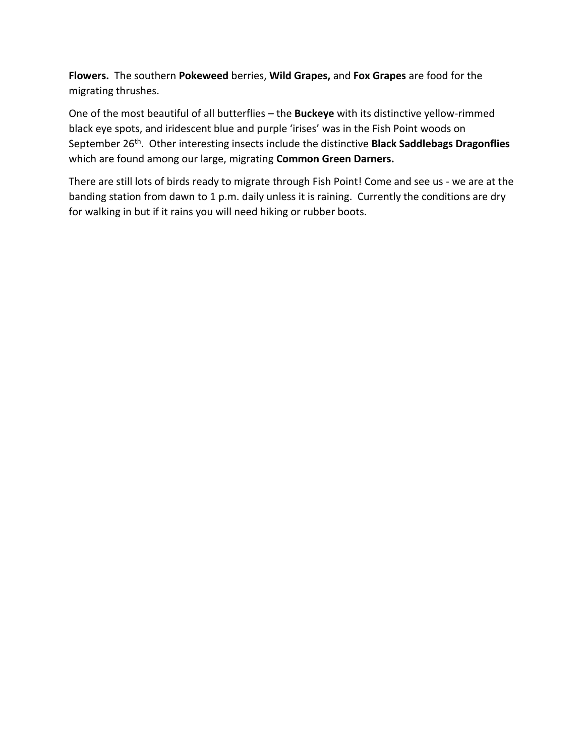**Flowers.** The southern **Pokeweed** berries, **Wild Grapes,** and **Fox Grapes** are food for the migrating thrushes.

One of the most beautiful of all butterflies – the **Buckeye** with its distinctive yellow-rimmed black eye spots, and iridescent blue and purple 'irises' was in the Fish Point woods on September 26th. Other interesting insects include the distinctive **Black Saddlebags Dragonflies** which are found among our large, migrating **Common Green Darners.**

There are still lots of birds ready to migrate through Fish Point! Come and see us - we are at the banding station from dawn to 1 p.m. daily unless it is raining. Currently the conditions are dry for walking in but if it rains you will need hiking or rubber boots.